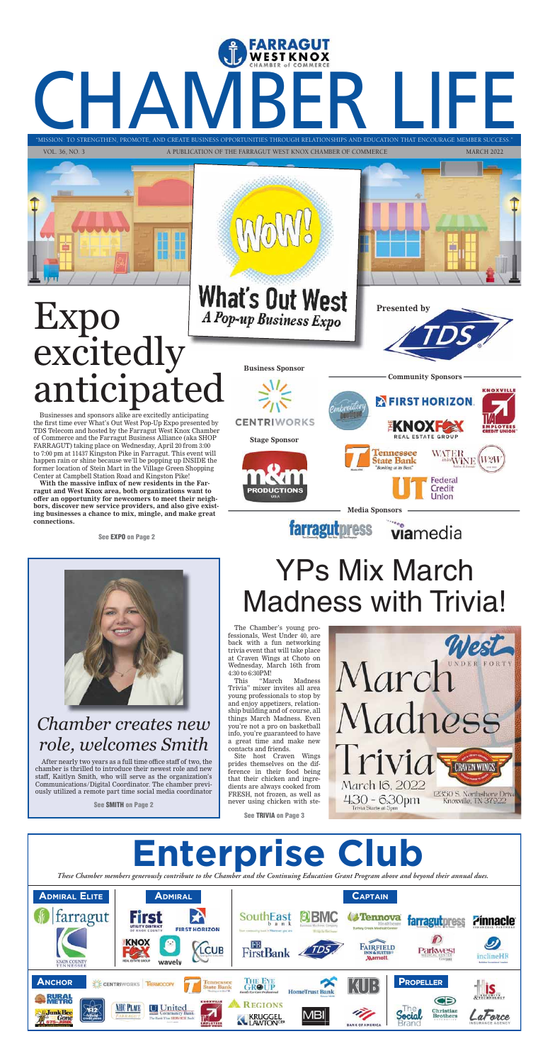# CHAMBER LIFE

FARRAGUT WEST KNOX CHAMBER of COMMERCE

"MISSION: TO STRENGTHEN, PROMOTE, AND CREATE BUSINESS OPPORTUNITIES THROUGH RELATIONSHIPS AND EDUCATION THAT ENCOURAGE MEMBER SUCCESS."

VOL. 36, NO. 3 — A PUBLICATION OF THE FARRAGUT WEST KNOX CHAMBER OF COMMERCE — MARCH 2022

## Expo excitedly anticipated

WOW! What's Out West A Pop-up Business Expo

Presented by TDS

Business Sponsor: CENTRIWORKS

Stage Sponsor: M&M Productions USA

Community Sponsors: Embroidery Boutique, First Horizon, Knoxville TVA Employees Credit Union, Knox Fox Real Estate Group, Tennessee State Bank, Water into Wine, Federal Credit Union

Media Sponsors: farragutpress, viamedia

Businesses and sponsors alike are excitedly anticipating the first time ever What's Out West Pop-Up Expo presented by TDS Telecom and hosted by the Farragut West Knox Chamber of Commerce and the Farragut Business Alliance (aka SHOP FARRAGUT) taking place on Wednesday, April 20 from 3:00 to 7:00 pm at 11437 Kingston Pike in Farragut. This event will happen rain or shine because we'll be popping up INSIDE the former location of Stein Mart in the Village Green Shopping Center at Campbell Station Road and Kingston Pike!

**With the massive influx of new residents in the Farragut and West Knox area, both organizations want to offer an opportunity for newcomers to meet their neighbors, discover new service providers, and also give existing businesses a chance to mix, mingle, and make great connections.**

See **EXPO** on Page 2

## *Chamber creates new role, welcomes Smith*

After nearly two years as a full time office staff of two, the chamber is thrilled to introduce their newest role and new staff, Kaitlyn Smith, who will serve as the organization's Communications/Digital Coordinator. The chamber previously utilized a remote part time social media coordinator

See **SMITH** on Page 2

## YPs Mix March Madness with Trivia!

The Chamber's young professionals, West Under 40, are back with a fun networking trivia event that will take place at Craven Wings at Choto on Wednesday, March 16th from 4:30 to 6:30PM!

This "March Madness Trivia" mixer invites all area young professionals to stop by and enjoy appetizers, relationship building and of course, all things March Madness. Even you're not a pro on basketball info, you're guaranteed to have a great time and make new contacts and friends.

Site host Craven Wings prides themselves on the difference in their food being that their chicken and ingredients are always cooked from FRESH, not frozen, as well as never using chicken with ste-

See **TRIVIA** on Page 3

West Under Forty — March Madness Trivia — March 16, 2022 — 4:30 - 6:30pm — Trivia Starts at 5pm — Craven Wings — 12350 S. Northshore Drive Knoxville, TN 37922

# Enterprise Club

*These Chamber members generously contribute to the Chamber and the Continuing Education Grant Program above and beyond their annual dues.*

**Admiral Elite:** farragut, Knox County Tennessee

**Admiral:** First Utility District of Knox County, First Horizon, Knox Fox Real Estate Group, wavely, LCUB

**Captain:** SouthEast Bank, BMC, Tennova Healthcare, farragutpress, Pinnacle Financial Partners, FirstBank, TDS, Fairfield Inn & Suites Marriott, Parkwest Medical Center, inclineHR

**Anchor:** Centriworks, Thermocopy, Tennessee State Bank, The Eye Group, HomeTrust Bank, KUB, Rural Metro, 112 Hard Credit Union, Junk Bee Gone, NHC Place Farragut, United Community Bank, TVA Employees Credit Union, Regions, Kruggel Lawton CPA, MBI, Bank of America

**Propeller:** HIS Security & Technology, The Social Brand, Christian Brothers Automotive, LaForce Insurance Agency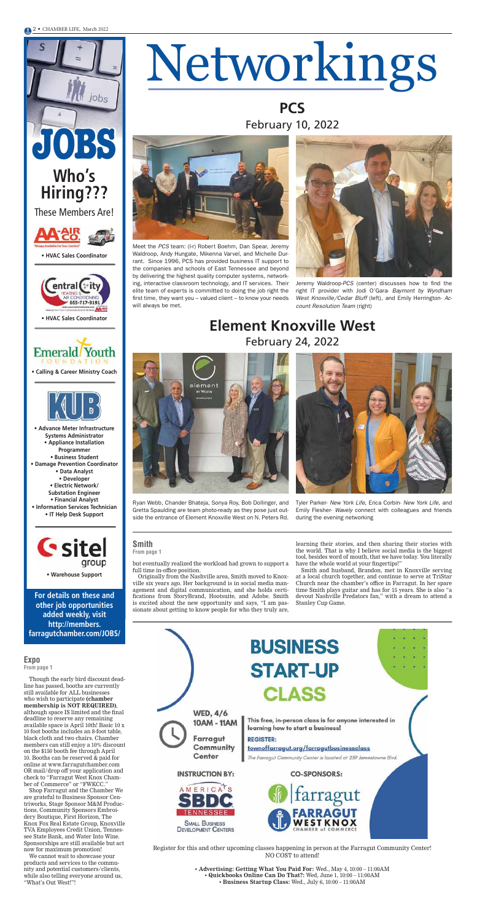# Networkings

## PCS
February 10, 2022

Meet the *PCS* team: (l-r) Robert Boehm, Dan Spear, Jeremy Waldroop, Andy Hungate, Mikenna Varvel, and Michelle Durrant. Since 1996, PCS has provided business IT support to the companies and schools of East Tennessee and beyond by delivering the highest quality computer systems, networking, interactive classroom technology, and IT services. Their elite team of experts is committed to doing the job right the first time, they want you – valued client – to know your needs will always be met.

Jeremy Waldroop-*PCS* (center) discusses how to find the right IT provider with Jodi O'Gara- *Baymont by Wyndham West Knoxville/Cedar Bluff* (left), and Emily Herrington- *Account Resolution Team* (right)

## Element Knoxville West
February 24, 2022

Ryan Webb, Chander Bhateja, Sonya Roy, Bob Dollinger, and Gretta Spaulding are team photo-ready as they pose just outside the entrance of Element Knoxville West on N. Peters Rd.

Tyler Parker- *New York Life*, Erica Corbin- *New York Life*, and Emily Flesher- *Wavely* connect with colleagues and friends during the evening networking

### Smith
**From page 1**

but eventually realized the workload had grown to support a full time in-office position.

Originally from the Nashville area, Smith moved to Knoxville six years ago. Her background is in social media management and digital communication, and she holds certifications from StoryBrand, Hootsuite, and Adobe. Smith is excited about the new opportunity and says, "I am passionate about getting to know people for who they truly are, learning their stories, and then sharing their stories with the world. That is why I believe social media is the biggest tool, besides word of mouth, that we have today. You literally have the whole world at your fingertips!"

Smith and husband, Brandon, met in Knoxville serving at a local church together, and continue to serve at TriStar Church near the chamber's office in Farragut. In her spare time Smith plays guitar and has for 15 years. She is also "a devout Nashville Predators fan," with a dream to attend a Stanley Cup Game.

# JOBS
## Who's Hiring???
These Members Are!

**AA Air Co.**
- HVAC Sales Coordinator

**Central City Heating & Air Conditioning**
- HVAC Sales Coordinator

**Emerald Youth Foundation**
- Calling & Career Ministry Coach

**KUB**
- Advance Meter Infrastructure Systems Administrator
- Appliance Installation Programmer
- Business Student
- Damage Prevention Coordinator
- Data Analyst
- Developer
- Electric Network/ Substation Engineer
- Financial Analyst
- Information Services Technician
- IT Help Desk Support

**Sitel Group**
- Warehouse Support

**For details on these and other job opportunities added weekly, visit http://members.farragutchamber.com/JOBS/**

### Expo
**From page 1**

Though the early bird discount deadline has passed, booths are currently still available for ALL businesses who wish to participate **(chamber membership is NOT REQUIRED)**, although space IS limited and the final deadline to reserve any remaining available space is April 10th! Basic 10 x 10 foot booths includes an 8-foot table, black cloth and two chairs. Chamber members can still enjoy a 10% discount on the $150 booth fee through April 10. Booths can be reserved & paid for online at www.farragutchamber.com OR mail/drop off your application and check to "Farragut West Knox Chamber of Commerce" or "FWKCC."

Shop Farragut and the Chamber We are grateful to Business Sponsor Centriworks, Stage Sponsor M&M Productions, Community Sponsors Embroidery Boutique, First Horizon, The Knox Fox Real Estate Group, Knoxville TVA Employees Credit Union, Tennessee State Bank, and Water Into Wine. Sponsorships are still available but act now for maximum promotion!

We cannot wait to showcase your products and services to the community and potential customers/clients, while also telling everyone around us, "What's Out West!"!

# BUSINESS START-UP CLASS

**WED, 4/6**
**10AM - 11AM**

Farragut Community Center

This free, in-person class is for anyone interested in learning how to start a business!

**REGISTER:**
townoffarragut.org/farragutbusinessclass

The Farragut Community Center is located at 239 Jamestowne Blvd.

**INSTRUCTION BY:** America's SBDC Tennessee Small Business Development Centers

**CO-SPONSORS:** Farragut; Farragut West Knox Chamber of Commerce

Register for this and other upcoming classes happening in person at the Farragut Community Center! NO COST to attend!

- **Advertising: Getting What You Paid For:** Wed., May 4, 10:00 – 11:00AM
- **Quickbooks Online Can Do That?:** Wed, June 1, 10:00 – 11:00AM
- **Business Startup Class:** Wed., July 6, 10:00 – 11:00AM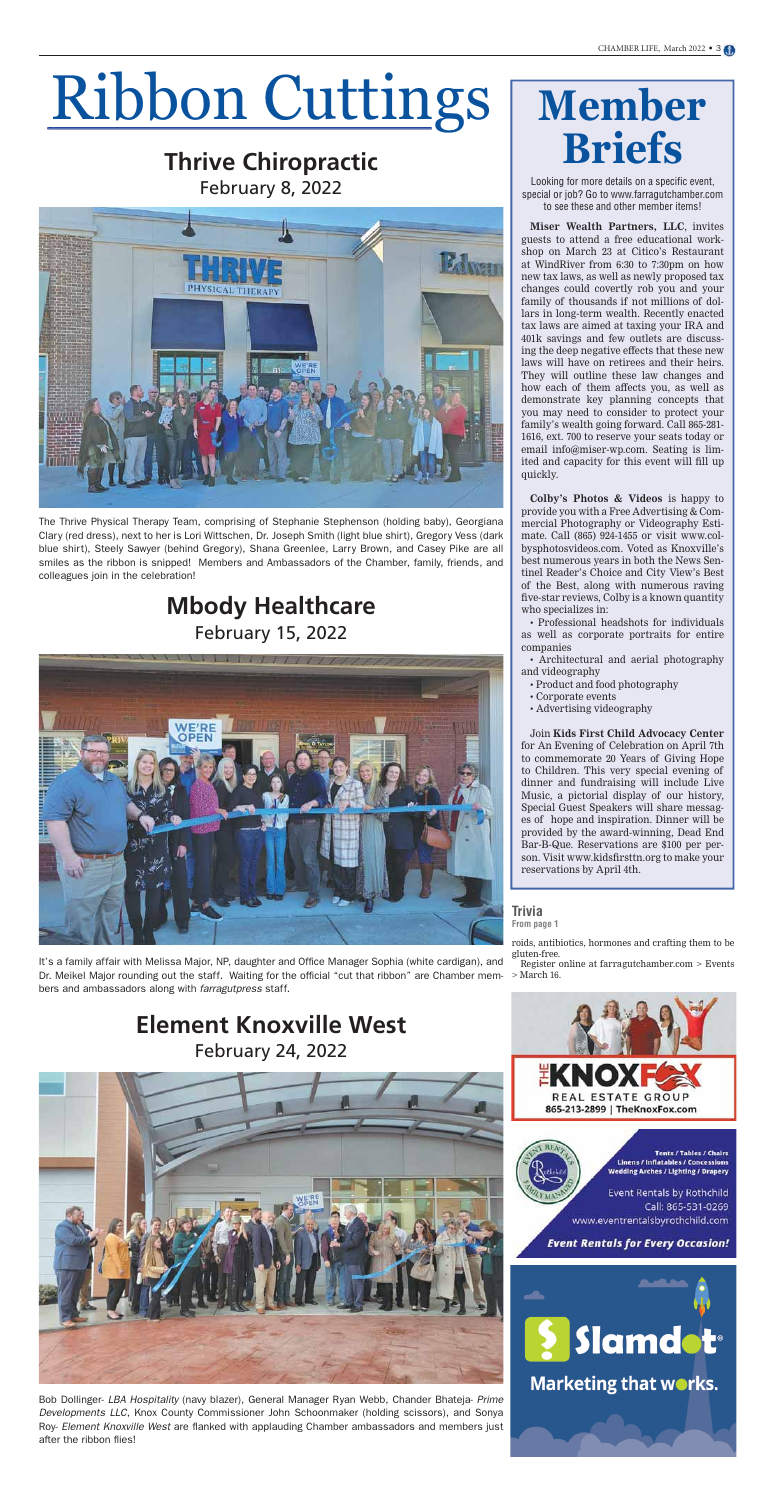# Ribbon Cuttings

## Thrive Chiropractic

February 8, 2022

The Thrive Physical Therapy Team, comprising of Stephanie Stephenson (holding baby), Georgiana Clary (red dress), next to her is Lori Wittschen, Dr. Joseph Smith (light blue shirt), Gregory Vess (dark blue shirt), Steely Sawyer (behind Gregory), Shana Greenlee, Larry Brown, and Casey Pike are all smiles as the ribbon is snipped! Members and Ambassadors of the Chamber, family, friends, and colleagues join in the celebration!

## Mbody Healthcare

February 15, 2022

It's a family affair with Melissa Major, NP, daughter and Office Manager Sophia (white cardigan), and Dr. Meikel Major rounding out the staff. Waiting for the official "cut that ribbon" are Chamber members and ambassadors along with *farragutpress* staff.

## Element Knoxville West

February 24, 2022

Bob Dollinger- *LBA Hospitality* (navy blazer), General Manager Ryan Webb, Chander Bhateja- *Prime Developments LLC*, Knox County Commissioner John Schoonmaker (holding scissors), and Sonya Roy- *Element Knoxville West* are flanked with applauding Chamber ambassadors and members just after the ribbon flies!

# Member Briefs

Looking for more details on a specific event, special or job? Go to www.farragutchamber.com to see these and other member items!

**Miser Wealth Partners, LLC**, invites guests to attend a free educational workshop on March 23 at Citico's Restaurant at WindRiver from 6:30 to 7:30pm on how new tax laws, as well as newly proposed tax changes could covertly rob you and your family of thousands if not millions of dollars in long-term wealth. Recently enacted tax laws are aimed at taxing your IRA and 401k savings and few outlets are discussing the deep negative effects that these new laws will have on retirees and their heirs. They will outline these law changes and how each of them affects you, as well as demonstrate key planning concepts that you may need to consider to protect your family's wealth going forward. Call 865-281-1616, ext. 700 to reserve your seats today or email info@miser-wp.com. Seating is limited and capacity for this event will fill up quickly.

**Colby's Photos & Videos** is happy to provide you with a Free Advertising & Commercial Photography or Videography Estimate. Call (865) 924-1455 or visit www.colbysphotosvideos.com. Voted as Knoxville's best numerous years in both the News Sentinel Reader's Choice and City View's Best of the Best, along with numerous raving five-star reviews, Colby is a known quantity who specializes in:

- Professional headshots for individuals as well as corporate portraits for entire companies
- Architectural and aerial photography and videography
- Product and food photography
- Corporate events
- Advertising videography

Join **Kids First Child Advocacy Center** for An Evening of Celebration on April 7th to commemorate 20 Years of Giving Hope to Children. This very special evening of dinner and fundraising will include Live Music, a pictorial display of our history, Special Guest Speakers will share messages of hope and inspiration. Dinner will be provided by the award-winning, Dead End Bar-B-Que. Reservations are $100 per person. Visit www.kidsfirsttn.org to make your reservations by April 4th.

### Trivia

From page 1

roids, antibiotics, hormones and crafting them to be gluten-free.

Register online at farragutchamber.com > Events > March 16.

THE KNOXFOX REAL ESTATE GROUP
865-213-2899 | TheKnoxFox.com

Tents / Tables / Chairs
Linens / Inflatables / Concessions
Wedding Arches / Lighting / Drapery

Event Rentals by Rothchild
Call: 865-531-0269
www.eventrentalsbyrothchild.com

**Event Rentals for Every Occasion!**

Slamdot®

Marketing that works.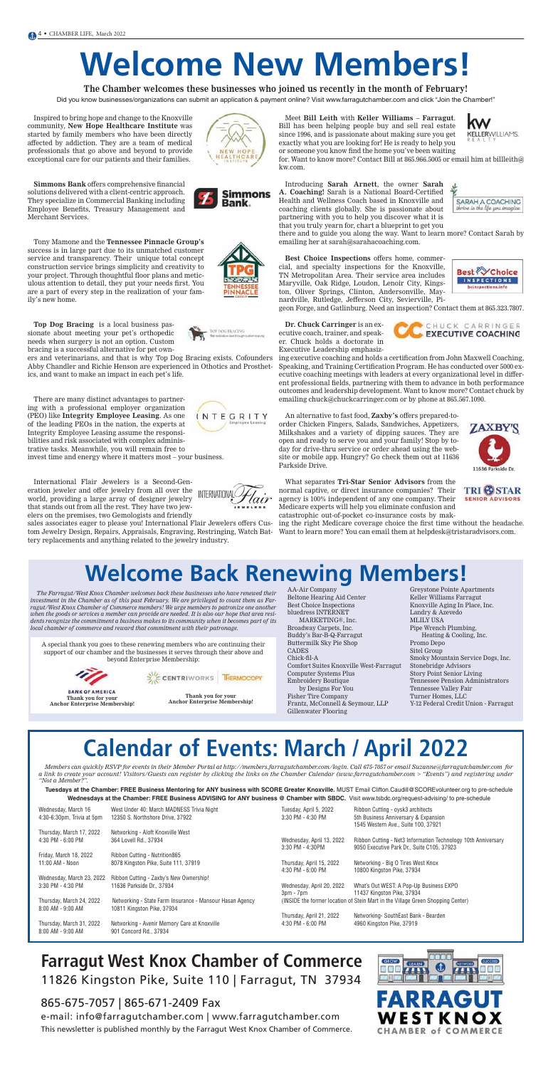# Welcome New Members!

**The Chamber welcomes these businesses who joined us recently in the month of February!**

Did you know businesses/organizations can submit an application & payment online? Visit www.farragutchamber.com and click "Join the Chamber!"

Inspired to bring hope and change to the Knoxville community, **New Hope Healthcare Institute** was started by family members who have been directly affected by addiction. They are a team of medical professionals that go above and beyond to provide exceptional care for our patients and their families.

**Simmons Bank** offers comprehensive financial solutions delivered with a client-centric approach. They specialize in Commercial Banking including Employee Benefits, Treasury Management and Merchant Services.

Tony Mamone and the **Tennessee Pinnacle Group's** success is in large part due to its unmatched customer service and transparency. Their unique total concept construction service brings simplicity and creativity to your project. Through thoughtful floor plans and meticulous attention to detail, they put your needs first. You are a part of every step in the realization of your family's new home.

**Top Dog Bracing** is a local business passionate about meeting your pet's orthopedic needs when surgery is not an option. Custom bracing is a successful alternative for pet owners and veterinarians, and that is why Top Dog Bracing exists. Cofounders Abby Chandler and Richie Henson are experienced in Othotics and Prosthetics, and want to make an impact in each pet's life.

There are many distinct advantages to partnering with a professional employer organization (PEO) like **Integrity Employee Leasing**. As one of the leading PEOs in the nation, the experts at Integrity Employee Leasing assume the responsibilities and risk associated with complex administrative tasks. Meanwhile, you will remain free to invest time and energy where it matters most – your business.

International Flair Jewelers is a Second-Generation jeweler and offer jewelry from all over the world, providing a large array of designer jewelry that stands out from all the rest. They have two jewelers on the premises, two Gemologists and friendly sales associates eager to please you! International Flair Jewelers offers Custom Jewelry Design, Repairs, Appraisals, Engraving, Restringing, Watch Battery replacements and anything related to the jewelry industry.

Meet **Bill Leith** with **Keller Williams – Farragut**. Bill has been helping people buy and sell real estate since 1996, and is passionate about making sure you get exactly what you are looking for! He is ready to help you or someone you know find the home you've been waiting for. Want to know more? Contact Bill at 865.966.5005 or email him at billleith@kw.com.

Introducing **Sarah Arnett**, the owner **Sarah A. Coaching!** Sarah is a National Board-Certified Health and Wellness Coach based in Knoxville and coaching clients globally. She is passionate about partnering with you to help you discover what it is that you truly yearn for, chart a blueprint to get you there and to guide you along the way. Want to learn more? Contact Sarah by emailing her at sarah@sarahacoaching.com.

**Best Choice Inspections** offers home, commercial, and specialty inspections for the Knoxville, TN Metropolitan Area. Their service area includes Maryville, Oak Ridge, Loudon, Lenoir City, Kingston, Oliver Springs, Clinton, Andersonville, Maynardville, Rutledge, Jefferson City, Sevierville, Pigeon Forge, and Gatlinburg. Need an inspection? Contact them at 865.323.7807.

**Dr. Chuck Carringer** is an executive coach, trainer, and speaker. Chuck holds a doctorate in Executive Leadership emphasizing executive coaching and holds a certification from John Maxwell Coaching, Speaking, and Training Certification Program. He has conducted over 5000 executive coaching meetings with leaders at every organizational level in different professional fields, partnering with them to advance in both performance outcomes and leadership development. Want to know more? Contact chuck by emailing chuck@chuckcarringer.com or by phone at 865.567.1090.

An alternative to fast food, **Zaxby's** offers prepared-to-order Chicken Fingers, Salads, Sandwiches, Appetizers, Milkshakes and a variety of dipping sauces. They are open and ready to serve you and your family! Stop by today for drive-thru service or order ahead using the website or mobile app. Hungry? Go check them out at 11636 Parkside Drive.

What separates **Tri-Star Senior Advisors** from the normal captive, or direct insurance companies? Their agency is 100% independent of any one company. Their Medicare experts will help you eliminate confusion and catastrophic out-of-pocket co-insurance costs by making the right Medicare coverage choice the first time without the headache. Want to learn more? You can email them at helpdesk@tristaradvisors.com.

# Welcome Back Renewing Members!

*The Farragut/West Knox Chamber welcomes back these businesses who have renewed their investment in the Chamber as of this past February. We are privileged to count them as Farragut/West Knox Chamber of Commerce members! We urge members to patronize one another when the goods or services a member can provide are needed. It is also our hope that area residents recognize the commitment a business makes to its community when it becomes part of its local chamber of commerce and reward that commitment with their patronage.*

A special thank you goes to these renewing members who are continuing their support of our chamber and the businesses it serves through their above and beyond Enterprise Membership:

Bank of America — **Thank you for your Anchor Enterprise Membership!**

Centriworks / Thermocopy — **Thank you for your Anchor Enterprise Membership!**

AA-Air Company
Beltone Hearing Aid Center
Best Choice Inspections
bluedress INTERNET MARKETING®, Inc.
Broadway Carpets, Inc.
Buddy's Bar-B-Q-Farragut
Buttermilk Sky Pie Shop
CADES
Chick-fil-A
Comfort Suites Knoxville West-Farragut
Computer Systems Plus
Embroidery Boutique by Designs For You
Fisher Tire Company
Frantz, McConnell & Seymour, LLP
Gillenwater Flooring
Greystone Pointe Apartments
Keller Williams Farragut
Knoxville Aging In Place, Inc.
Landry & Azevedo
MLILY USA
Pipe Wrench Plumbing, Heating & Cooling, Inc.
Promo Depo
Sitel Group
Smoky Mountain Service Dogs, Inc.
Stonebridge Advisors
Story Point Senior Living
Tennessee Pension Administrators
Tennessee Valley Fair
Turner Homes, LLC
Y-12 Federal Credit Union - Farragut

# Calendar of Events: March / April 2022

*Members can quickly RSVP for events in their Member Portal at http://members.farragutchamber.com/login. Call 675-7057 or email Suzanne@farragutchamber.com for a link to create your account! Visitors/Guests can register by clicking the links on the Chamber Calendar (www.farragutchamber.com > "Events") and registering under "Not a Member?".*

**Tuesdays at the Chamber: FREE Business Mentoring for ANY business with SCORE Greater Knoxville.** MUST Email Clifton.Caudill@SCOREvolunteer.org to pre-schedule
**Wednesdays at the Chamber: FREE Business ADVISING for ANY business @ Chamber with SBDC.** Visit www.tsbdc.org/request-advising/ to pre-schedule

| | |
|---|---|
| Wednesday, March 16<br>4:30-6:30pm, Trivia at 5pm | West Under 40: March MADNESS Trivia Night<br>12350 S. Northshore Drive, 37922 |
| Thursday, March 17, 2022<br>4:30 PM - 6:00 PM | Networking - Aloft Knoxville West<br>364 Lovell Rd., 37934 |
| Friday, March 18, 2022<br>11:00 AM - Noon | Ribbon Cutting - Nutrition865<br>8078 Kingston Pike, Suite 111, 37919 |
| Wednesday, March 23, 2022<br>3:30 PM - 4:30 PM | Ribbon Cutting - Zaxby's New Ownership!<br>11636 Parkside Dr., 37934 |
| Thursday, March 24, 2022<br>8:00 AM - 9:00 AM | Networking - State Farm Insurance - Mansour Hasan Agency<br>10811 Kingston Pike, 37934 |
| Thursday, March 31, 2022<br>8:00 AM - 9:00 AM | Networking - Avenir Memory Care at Knoxville<br>901 Concord Rd., 37934 |
| Tuesday, April 5, 2022<br>3:30 PM - 4:30 PM | Ribbon Cutting - oysk3 architects<br>5th Business Anniversary & Expansion<br>1545 Western Ave., Suite 100, 37921 |
| Wednesday, April 13, 2022<br>3:30 PM - 4:30PM | Ribbon Cutting - Net3 Information Technology 10th Anniversary<br>9050 Executive Park Dr., Suite C105, 37923 |
| Thursday, April 15, 2022<br>4:30 PM - 6:00 PM | Networking - Big O Tires West Knox<br>10800 Kingston Pike, 37934 |
| Wednesday, April 20, 2022<br>3pm - 7pm | What's Out WEST: A Pop-Up Business EXPO<br>11437 Kingston Pike, 37934<br>(INSIDE the former location of Stein Mart in the Village Green Shopping Center) |
| Thursday, April 21, 2022<br>4:30 PM - 6:00 PM | Networking- SouthEast Bank - Bearden<br>4960 Kingston Pike, 37919 |

## Farragut West Knox Chamber of Commerce

11826 Kingston Pike, Suite 110 | Farragut, TN 37934

865-675-7057 | 865-671-2409 Fax

e-mail: info@farragutchamber.com | www.farragutchamber.com

This newsletter is published monthly by the Farragut West Knox Chamber of Commerce.